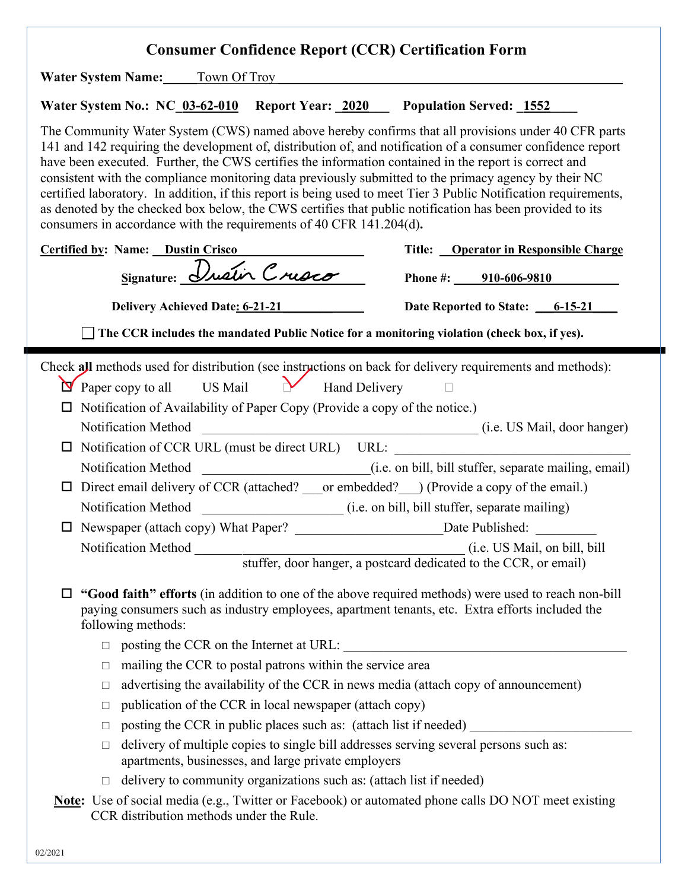# Consumer Confidence Report (CCR) Certification Form

**Water System Name:** Town Of Troy

**Water System No.:** NC 03-62-010 **Report Year:** 2020 **Population Served:** 1552

The Community Water System (CWS) named above hereby confirms that all provisions under 40 CFR parts 141 and 142 requiring the development of, distribution of, and notification of a consumer confidence report have been executed. Further, the CWS certifies the information contained in the report is correct and consistent with the compliance monitoring data previously submitted to the primacy agency by their NC certified laboratory. In addition, if this report is being used to meet Tier 3 Public Notification requirements, as denoted by the checked box below, the CWS certifies that public notification has been provided to its consumers in accordance with the requirements of 40 CFR 141.204(d)**.**

**Certified by:** **Name:** **Dustin Crisco** **Title:** **Operator in Responsible Charge**

**Signature:** Dustin Crisco **Phone #:** **910-606-9810**

**Delivery Achieved Date: 6-21-21** **Date Reported to State:** **6-15-21**

☐ **The CCR includes the mandated Public Notice for a monitoring violation (check box, if yes).**

---

Check **all** methods used for distribution (see instructions on back for delivery requirements and methods):

- ☑ Paper copy to all US Mail ☑ Hand Delivery ☐
- ☐ Notification of Availability of Paper Copy (Provide a copy of the notice.)
  Notification Method ________________ (i.e. US Mail, door hanger)
- ☐ Notification of CCR URL (must be direct URL) URL: ________________
  Notification Method ________________ (i.e. on bill, bill stuffer, separate mailing, email)
- ☐ Direct email delivery of CCR (attached? ___ or embedded? ___) (Provide a copy of the email.)
  Notification Method ________________ (i.e. on bill, bill stuffer, separate mailing)
- ☐ Newspaper (attach copy) What Paper? ________________ Date Published: ________
  Notification Method ________________ (i.e. US Mail, on bill, bill stuffer, door hanger, a postcard dedicated to the CCR, or email)

- ☐ **"Good faith" efforts** (in addition to one of the above required methods) were used to reach non-bill paying consumers such as industry employees, apartment tenants, etc. Extra efforts included the following methods:
  - ☐ posting the CCR on the Internet at URL: ________________
  - ☐ mailing the CCR to postal patrons within the service area
  - ☐ advertising the availability of the CCR in news media (attach copy of announcement)
  - ☐ publication of the CCR in local newspaper (attach copy)
  - ☐ posting the CCR in public places such as: (attach list if needed) ________________
  - ☐ delivery of multiple copies to single bill addresses serving several persons such as: apartments, businesses, and large private employers
  - ☐ delivery to community organizations such as: (attach list if needed)

**Note:** Use of social media (e.g., Twitter or Facebook) or automated phone calls DO NOT meet existing CCR distribution methods under the Rule.

02/2021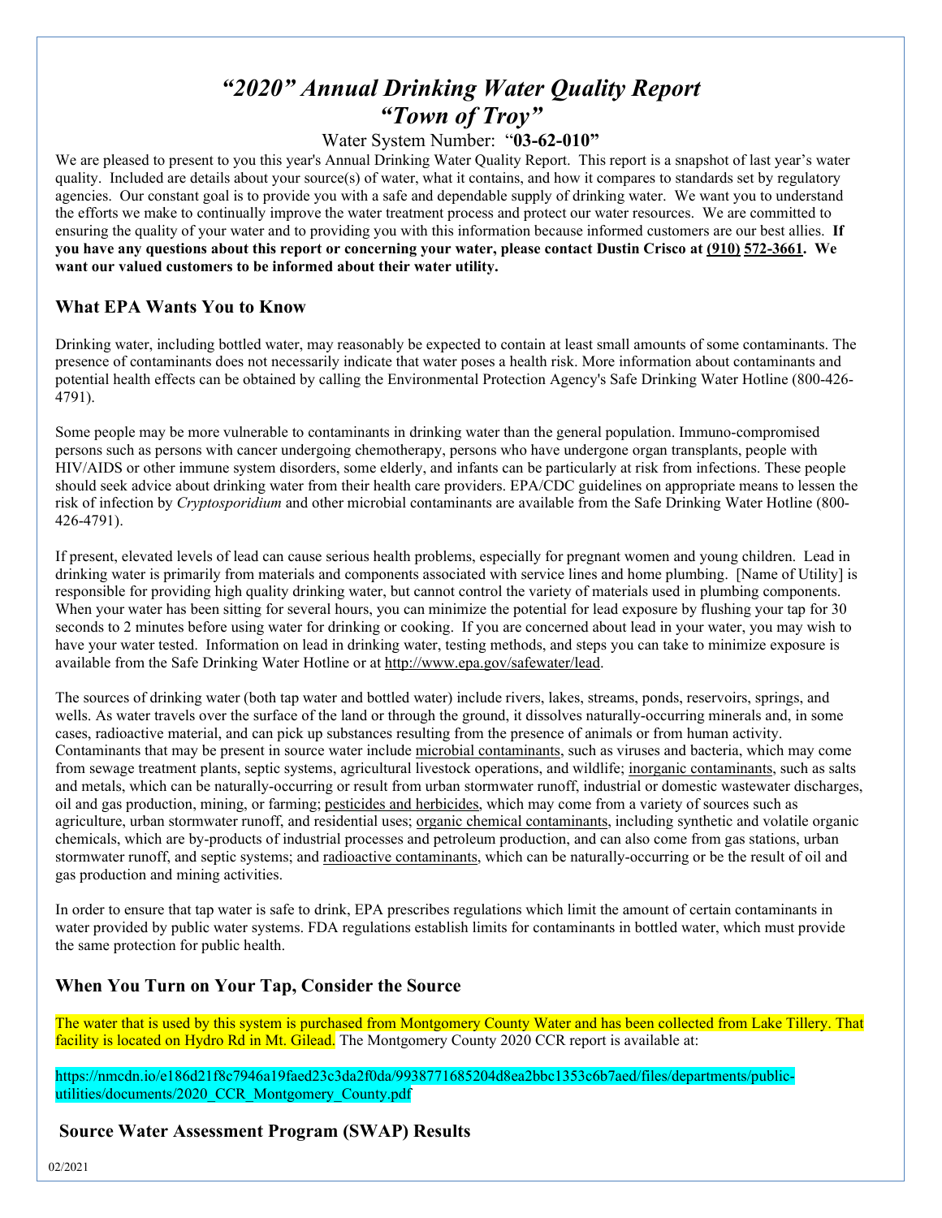# *"2020" Annual Drinking Water Quality Report*
# *"Town of Troy"*

Water System Number: "**03-62-010"**

We are pleased to present to you this year's Annual Drinking Water Quality Report. This report is a snapshot of last year's water quality. Included are details about your source(s) of water, what it contains, and how it compares to standards set by regulatory agencies. Our constant goal is to provide you with a safe and dependable supply of drinking water. We want you to understand the efforts we make to continually improve the water treatment process and protect our water resources. We are committed to ensuring the quality of your water and to providing you with this information because informed customers are our best allies. **If you have any questions about this report or concerning your water, please contact Dustin Crisco at (910) 572-3661. We want our valued customers to be informed about their water utility.**

## What EPA Wants You to Know

Drinking water, including bottled water, may reasonably be expected to contain at least small amounts of some contaminants. The presence of contaminants does not necessarily indicate that water poses a health risk. More information about contaminants and potential health effects can be obtained by calling the Environmental Protection Agency's Safe Drinking Water Hotline (800-426-4791).

Some people may be more vulnerable to contaminants in drinking water than the general population. Immuno-compromised persons such as persons with cancer undergoing chemotherapy, persons who have undergone organ transplants, people with HIV/AIDS or other immune system disorders, some elderly, and infants can be particularly at risk from infections. These people should seek advice about drinking water from their health care providers. EPA/CDC guidelines on appropriate means to lessen the risk of infection by *Cryptosporidium* and other microbial contaminants are available from the Safe Drinking Water Hotline (800-426-4791).

If present, elevated levels of lead can cause serious health problems, especially for pregnant women and young children. Lead in drinking water is primarily from materials and components associated with service lines and home plumbing. [Name of Utility] is responsible for providing high quality drinking water, but cannot control the variety of materials used in plumbing components. When your water has been sitting for several hours, you can minimize the potential for lead exposure by flushing your tap for 30 seconds to 2 minutes before using water for drinking or cooking. If you are concerned about lead in your water, you may wish to have your water tested. Information on lead in drinking water, testing methods, and steps you can take to minimize exposure is available from the Safe Drinking Water Hotline or at http://www.epa.gov/safewater/lead.

The sources of drinking water (both tap water and bottled water) include rivers, lakes, streams, ponds, reservoirs, springs, and wells. As water travels over the surface of the land or through the ground, it dissolves naturally-occurring minerals and, in some cases, radioactive material, and can pick up substances resulting from the presence of animals or from human activity. Contaminants that may be present in source water include microbial contaminants, such as viruses and bacteria, which may come from sewage treatment plants, septic systems, agricultural livestock operations, and wildlife; inorganic contaminants, such as salts and metals, which can be naturally-occurring or result from urban stormwater runoff, industrial or domestic wastewater discharges, oil and gas production, mining, or farming; pesticides and herbicides, which may come from a variety of sources such as agriculture, urban stormwater runoff, and residential uses; organic chemical contaminants, including synthetic and volatile organic chemicals, which are by-products of industrial processes and petroleum production, and can also come from gas stations, urban stormwater runoff, and septic systems; and radioactive contaminants, which can be naturally-occurring or be the result of oil and gas production and mining activities.

In order to ensure that tap water is safe to drink, EPA prescribes regulations which limit the amount of certain contaminants in water provided by public water systems. FDA regulations establish limits for contaminants in bottled water, which must provide the same protection for public health.

## When You Turn on Your Tap, Consider the Source

The water that is used by this system is purchased from Montgomery County Water and has been collected from Lake Tillery. That facility is located on Hydro Rd in Mt. Gilead. The Montgomery County 2020 CCR report is available at:

https://nmcdn.io/e186d21f8c7946a19faed23c3da2f0da/9938771685204d8ea2bbc1353c6b7aed/files/departments/public-utilities/documents/2020_CCR_Montgomery_County.pdf

## Source Water Assessment Program (SWAP) Results

02/2021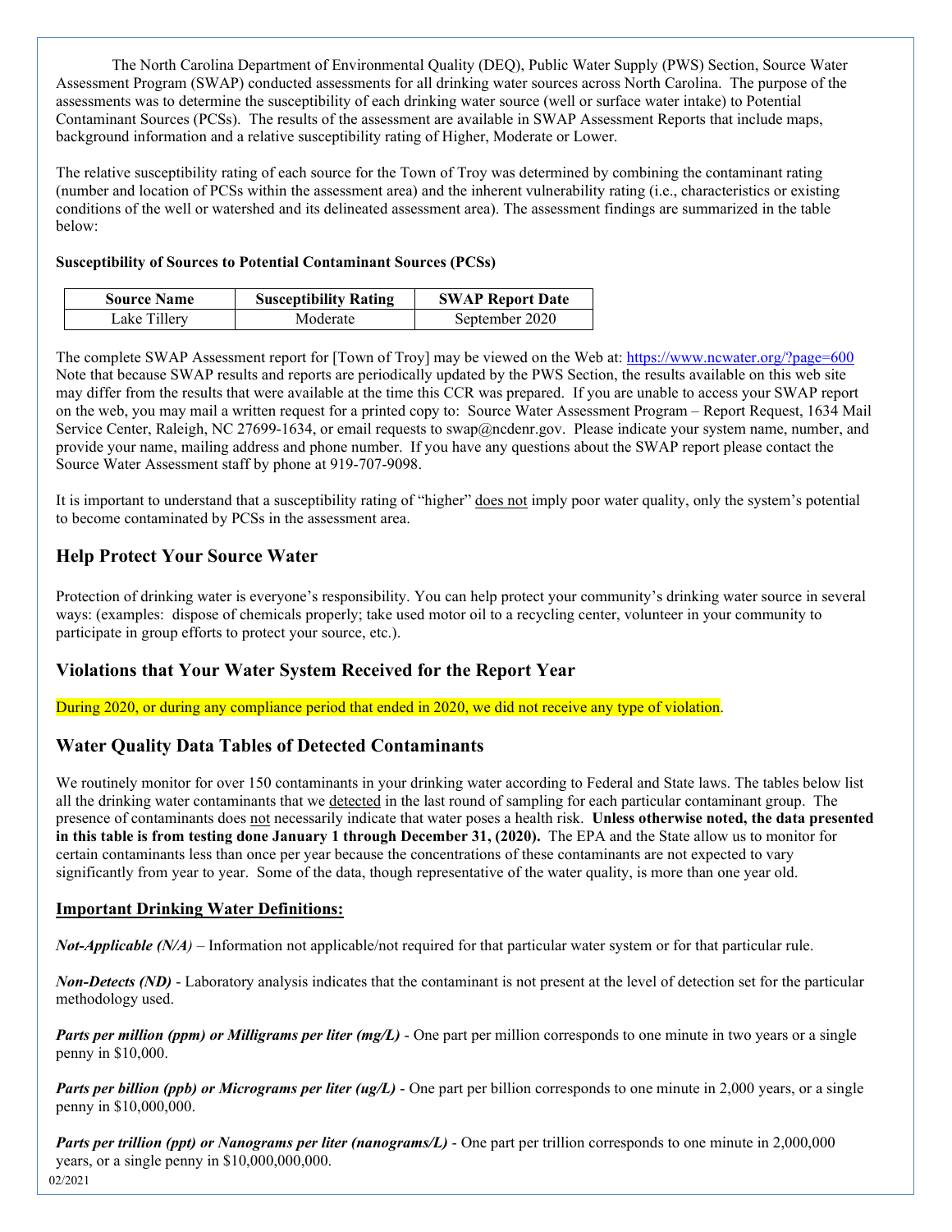The North Carolina Department of Environmental Quality (DEQ), Public Water Supply (PWS) Section, Source Water Assessment Program (SWAP) conducted assessments for all drinking water sources across North Carolina. The purpose of the assessments was to determine the susceptibility of each drinking water source (well or surface water intake) to Potential Contaminant Sources (PCSs). The results of the assessment are available in SWAP Assessment Reports that include maps, background information and a relative susceptibility rating of Higher, Moderate or Lower.

The relative susceptibility rating of each source for the Town of Troy was determined by combining the contaminant rating (number and location of PCSs within the assessment area) and the inherent vulnerability rating (i.e., characteristics or existing conditions of the well or watershed and its delineated assessment area). The assessment findings are summarized in the table below:

**Susceptibility of Sources to Potential Contaminant Sources (PCSs)**

| Source Name | Susceptibility Rating | SWAP Report Date |
|---|---|---|
| Lake Tillery | Moderate | September 2020 |

The complete SWAP Assessment report for [Town of Troy] may be viewed on the Web at: https://www.ncwater.org/?page=600 Note that because SWAP results and reports are periodically updated by the PWS Section, the results available on this web site may differ from the results that were available at the time this CCR was prepared. If you are unable to access your SWAP report on the web, you may mail a written request for a printed copy to: Source Water Assessment Program – Report Request, 1634 Mail Service Center, Raleigh, NC 27699-1634, or email requests to swap@ncdenr.gov. Please indicate your system name, number, and provide your name, mailing address and phone number. If you have any questions about the SWAP report please contact the Source Water Assessment staff by phone at 919-707-9098.

It is important to understand that a susceptibility rating of "higher" does not imply poor water quality, only the system's potential to become contaminated by PCSs in the assessment area.

## Help Protect Your Source Water

Protection of drinking water is everyone's responsibility. You can help protect your community's drinking water source in several ways: (examples: dispose of chemicals properly; take used motor oil to a recycling center, volunteer in your community to participate in group efforts to protect your source, etc.).

## Violations that Your Water System Received for the Report Year

During 2020, or during any compliance period that ended in 2020, we did not receive any type of violation.

## Water Quality Data Tables of Detected Contaminants

We routinely monitor for over 150 contaminants in your drinking water according to Federal and State laws. The tables below list all the drinking water contaminants that we detected in the last round of sampling for each particular contaminant group. The presence of contaminants does not necessarily indicate that water poses a health risk. **Unless otherwise noted, the data presented in this table is from testing done January 1 through December 31, (2020).** The EPA and the State allow us to monitor for certain contaminants less than once per year because the concentrations of these contaminants are not expected to vary significantly from year to year. Some of the data, though representative of the water quality, is more than one year old.

### Important Drinking Water Definitions:

***Not-Applicable (N/A)*** – Information not applicable/not required for that particular water system or for that particular rule.

***Non-Detects (ND)*** - Laboratory analysis indicates that the contaminant is not present at the level of detection set for the particular methodology used.

***Parts per million (ppm) or Milligrams per liter (mg/L)*** - One part per million corresponds to one minute in two years or a single penny in $10,000.

***Parts per billion (ppb) or Micrograms per liter (ug/L)*** - One part per billion corresponds to one minute in 2,000 years, or a single penny in $10,000,000.

***Parts per trillion (ppt) or Nanograms per liter (nanograms/L)*** - One part per trillion corresponds to one minute in 2,000,000 years, or a single penny in $10,000,000,000.

02/2021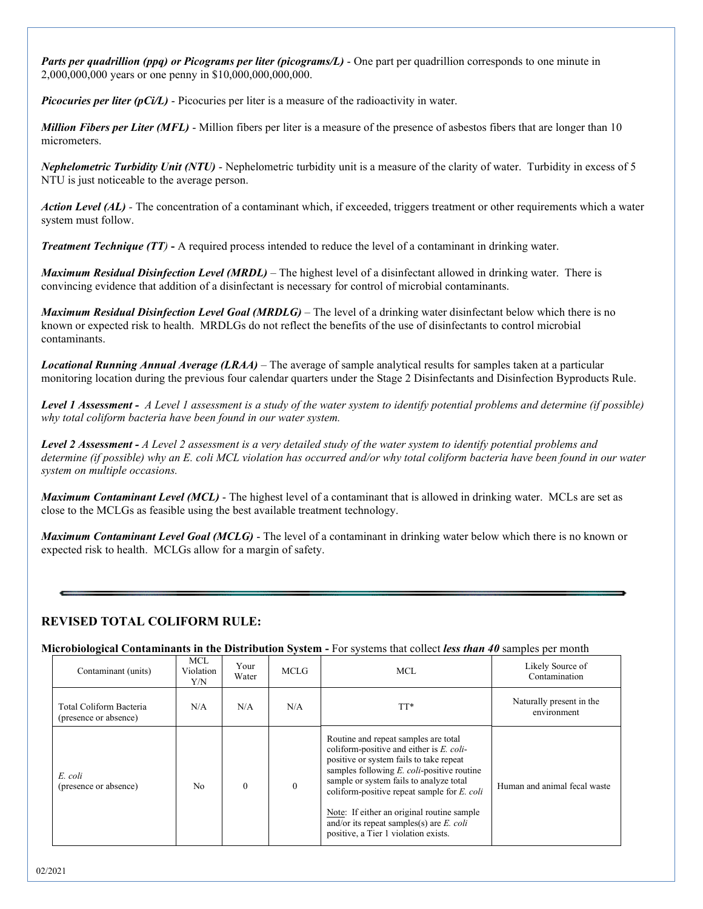***Parts per quadrillion (ppq) or Picograms per liter (picograms/L)*** - One part per quadrillion corresponds to one minute in 2,000,000,000 years or one penny in $10,000,000,000,000.

***Picocuries per liter (pCi/L)*** - Picocuries per liter is a measure of the radioactivity in water.

***Million Fibers per Liter (MFL)*** - Million fibers per liter is a measure of the presence of asbestos fibers that are longer than 10 micrometers.

***Nephelometric Turbidity Unit (NTU)*** - Nephelometric turbidity unit is a measure of the clarity of water. Turbidity in excess of 5 NTU is just noticeable to the average person.

***Action Level (AL)*** - The concentration of a contaminant which, if exceeded, triggers treatment or other requirements which a water system must follow.

***Treatment Technique (TT)* -** A required process intended to reduce the level of a contaminant in drinking water.

***Maximum Residual Disinfection Level (MRDL)*** – The highest level of a disinfectant allowed in drinking water. There is convincing evidence that addition of a disinfectant is necessary for control of microbial contaminants.

***Maximum Residual Disinfection Level Goal (MRDLG)*** – The level of a drinking water disinfectant below which there is no known or expected risk to health. MRDLGs do not reflect the benefits of the use of disinfectants to control microbial contaminants.

***Locational Running Annual Average (LRAA)*** – The average of sample analytical results for samples taken at a particular monitoring location during the previous four calendar quarters under the Stage 2 Disinfectants and Disinfection Byproducts Rule.

***Level 1 Assessment -*** *A Level 1 assessment is a study of the water system to identify potential problems and determine (if possible) why total coliform bacteria have been found in our water system.*

***Level 2 Assessment -*** *A Level 2 assessment is a very detailed study of the water system to identify potential problems and determine (if possible) why an E. coli MCL violation has occurred and/or why total coliform bacteria have been found in our water system on multiple occasions.*

***Maximum Contaminant Level (MCL)*** - The highest level of a contaminant that is allowed in drinking water. MCLs are set as close to the MCLGs as feasible using the best available treatment technology.

***Maximum Contaminant Level Goal (MCLG)*** - The level of a contaminant in drinking water below which there is no known or expected risk to health. MCLGs allow for a margin of safety.

---

## REVISED TOTAL COLIFORM RULE:

**Microbiological Contaminants in the Distribution System -** For systems that collect ***less than 40*** samples per month

| Contaminant (units) | MCL Violation Y/N | Your Water | MCLG | MCL | Likely Source of Contamination |
|---|---|---|---|---|---|
| Total Coliform Bacteria (presence or absence) | N/A | N/A | N/A | TT* | Naturally present in the environment |
| *E. coli* (presence or absence) | No | 0 | 0 | Routine and repeat samples are total coliform-positive and either is *E. coli*-positive or system fails to take repeat samples following *E. coli*-positive routine sample or system fails to analyze total coliform-positive repeat sample for *E. coli*<br><br>Note: If either an original routine sample and/or its repeat samples(s) are *E. coli* positive, a Tier 1 violation exists. | Human and animal fecal waste |

02/2021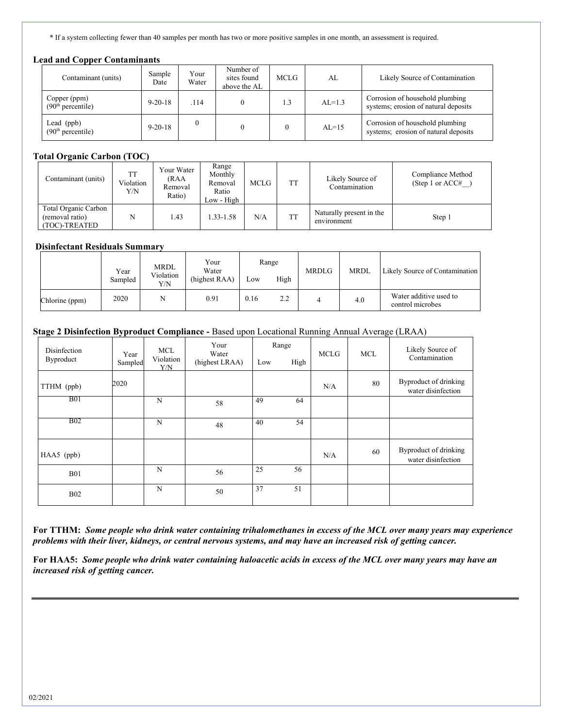* If a system collecting fewer than 40 samples per month has two or more positive samples in one month, an assessment is required.

### Lead and Copper Contaminants

| Contaminant (units) | Sample Date | Your Water | Number of sites found above the AL | MCLG | AL | Likely Source of Contamination |
|---|---|---|---|---|---|---|
| Copper (ppm) (90th percentile) | 9-20-18 | .114 | 0 | 1.3 | AL=1.3 | Corrosion of household plumbing systems; erosion of natural deposits |
| Lead (ppb) (90th percentile) | 9-20-18 | 0 | 0 | 0 | AL=15 | Corrosion of household plumbing systems; erosion of natural deposits |

### Total Organic Carbon (TOC)

| Contaminant (units) | TT Violation Y/N | Your Water (RAA Removal Ratio) | Range Monthly Removal Ratio Low - High | MCLG | TT | Likely Source of Contamination | Compliance Method (Step 1 or ACC#__) |
|---|---|---|---|---|---|---|---|
| Total Organic Carbon (removal ratio) (TOC)-TREATED | N | 1.43 | 1.33-1.58 | N/A | TT | Naturally present in the environment | Step 1 |

### Disinfectant Residuals Summary

| | Year Sampled | MRDL Violation Y/N | Your Water (highest RAA) | Range Low | Range High | MRDLG | MRDL | Likely Source of Contamination |
|---|---|---|---|---|---|---|---|---|
| Chlorine (ppm) | 2020 | N | 0.91 | 0.16 | 2.2 | 4 | 4.0 | Water additive used to control microbes |

### Stage 2 Disinfection Byproduct Compliance - Based upon Locational Running Annual Average (LRAA)

| Disinfection Byproduct | Year Sampled | MCL Violation Y/N | Your Water (highest LRAA) | Range Low | Range High | MCLG | MCL | Likely Source of Contamination |
|---|---|---|---|---|---|---|---|---|
| TTHM (ppb) | 2020 | | | | | N/A | 80 | Byproduct of drinking water disinfection |
| B01 | | N | 58 | 49 | 64 | | | |
| B02 | | N | 48 | 40 | 54 | | | |
| HAA5 (ppb) | | | | | | N/A | 60 | Byproduct of drinking water disinfection |
| B01 | | N | 56 | 25 | 56 | | | |
| B02 | | N | 50 | 37 | 51 | | | |

**For TTHM:** ***Some people who drink water containing trihalomethanes in excess of the MCL over many years may experience problems with their liver, kidneys, or central nervous systems, and may have an increased risk of getting cancer.***

**For HAA5:** ***Some people who drink water containing haloacetic acids in excess of the MCL over many years may have an increased risk of getting cancer.***

02/2021